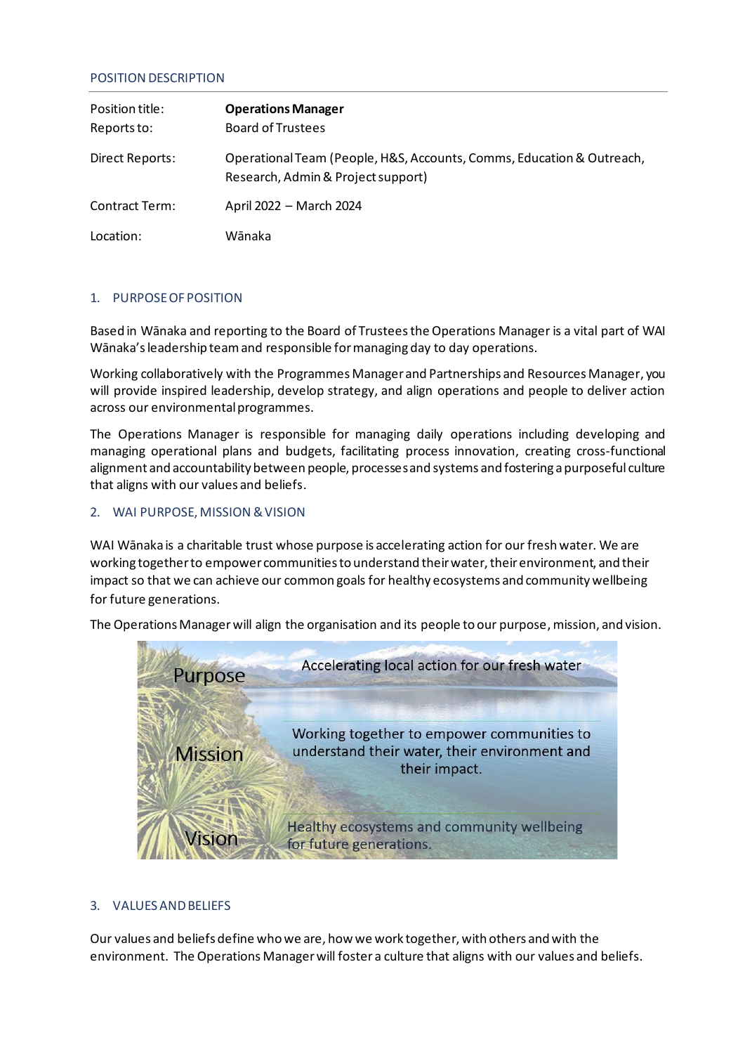POSITION DESCRIPTION

| | |
|---|---|
| Position title: | **Operations Manager** |
| Reports to: | Board of Trustees |
| Direct Reports: | Operational Team (People, H&S, Accounts, Comms, Education & Outreach, Research, Admin & Project support) |
| Contract Term: | April 2022 – March 2024 |
| Location: | Wānaka |

## 1. PURPOSE OF POSITION

Based in Wānaka and reporting to the Board of Trustees the Operations Manager is a vital part of WAI Wānaka's leadership team and responsible for managing day to day operations.

Working collaboratively with the Programmes Manager and Partnerships and Resources Manager, you will provide inspired leadership, develop strategy, and align operations and people to deliver action across our environmental programmes.

The Operations Manager is responsible for managing daily operations including developing and managing operational plans and budgets, facilitating process innovation, creating cross-functional alignment and accountability between people, processes and systems and fostering a purposeful culture that aligns with our values and beliefs.

## 2. WAI PURPOSE, MISSION & VISION

WAI Wānaka is a charitable trust whose purpose is accelerating action for our fresh water. We are working together to empower communities to understand their water, their environment, and their impact so that we can achieve our common goals for healthy ecosystems and community wellbeing for future generations.

The Operations Manager will align the organisation and its people to our purpose, mission, and vision.

| | |
|---|---|
| Purpose | Accelerating local action for our fresh water |
| Mission | Working together to empower communities to understand their water, their environment and their impact. |
| Vision | Healthy ecosystems and community wellbeing for future generations. |

## 3. VALUES AND BELIEFS

Our values and beliefs define who we are, how we work together, with others and with the environment. The Operations Manager will foster a culture that aligns with our values and beliefs.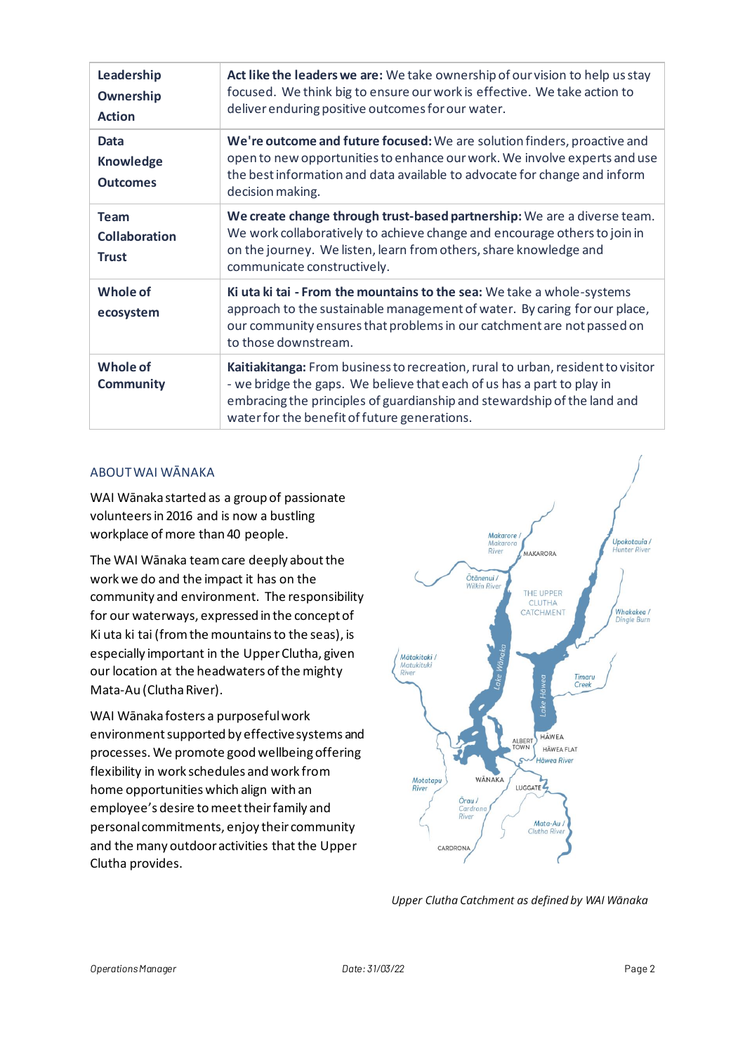| Leadership Ownership Action | **Act like the leaders we are:** We take ownership of our vision to help us stay focused. We think big to ensure our work is effective. We take action to deliver enduring positive outcomes for our water. |
|---|---|
| **Data Knowledge Outcomes** | **We're outcome and future focused:** We are solution finders, proactive and open to new opportunities to enhance our work. We involve experts and use the best information and data available to advocate for change and inform decision making. |
| **Team Collaboration Trust** | **We create change through trust-based partnership:** We are a diverse team. We work collaboratively to achieve change and encourage others to join in on the journey. We listen, learn from others, share knowledge and communicate constructively. |
| **Whole of ecosystem** | **Ki uta ki tai - From the mountains to the sea:** We take a whole-systems approach to the sustainable management of water. By caring for our place, our community ensures that problems in our catchment are not passed on to those downstream. |
| **Whole of Community** | **Kaitiakitanga:** From business to recreation, rural to urban, resident to visitor - we bridge the gaps. We believe that each of us has a part to play in embracing the principles of guardianship and stewardship of the land and water for the benefit of future generations. |

## ABOUT WAI WĀNAKA

WAI Wānaka started as a group of passionate volunteers in 2016 and is now a bustling workplace of more than 40 people.

The WAI Wānaka team care deeply about the work we do and the impact it has on the community and environment. The responsibility for our waterways, expressed in the concept of Ki uta ki tai (from the mountains to the seas), is especially important in the Upper Clutha, given our location at the headwaters of the mighty Mata-Au (Clutha River).

WAI Wānaka fosters a purposeful work environment supported by effective systems and processes. We promote good wellbeing offering flexibility in work schedules and work from home opportunities which align with an employee's desire to meet their family and personal commitments, enjoy their community and the many outdoor activities that the Upper Clutha provides.

*Upper Clutha Catchment as defined by WAI Wānaka*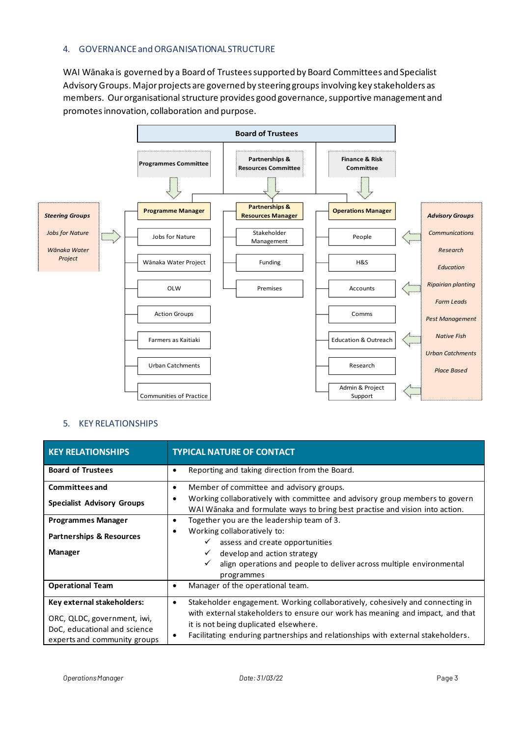## 4. GOVERNANCE and ORGANISATIONAL STRUCTURE

WAI Wānaka is governed by a Board of Trustees supported by Board Committees and Specialist Advisory Groups. Major projects are governed by steering groups involving key stakeholders as members. Our organisational structure provides good governance, supportive management and promotes innovation, collaboration and purpose.

**Board of Trustees**

- **Programmes Committee** → **Programme Manager**
  - Jobs for Nature
  - Wānaka Water Project
  - OLW
  - Action Groups
  - Farmers as Kaitiaki
  - Urban Catchments
  - Communities of Practice
- **Partnerships & Resources Committee** → **Partnerships & Resources Manager**
  - Stakeholder Management
  - Funding
  - Premises
- **Finance & Risk Committee** → **Operations Manager**
  - People
  - H&S
  - Accounts
  - Comms
  - Education & Outreach
  - Research
  - Admin & Project Support

***Steering Groups*** (→ Programme Manager)

- *Jobs for Nature*
- *Wānaka Water Project*

***Advisory Groups*** (→ Operations Manager)

- *Communications*
- *Research*
- *Education*
- *Ripairian planting*
- *Farm Leads*
- *Pest Management*
- *Native Fish*
- *Urban Catchments*
- *Place Based*

## 5. KEY RELATIONSHIPS

| KEY RELATIONSHIPS | TYPICAL NATURE OF CONTACT |
|---|---|
| **Board of Trustees** | • Reporting and taking direction from the Board. |
| **Committees and Specialist Advisory Groups** | • Member of committee and advisory groups.<br>• Working collaboratively with committee and advisory group members to govern WAI Wānaka and formulate ways to bring best practise and vision into action. |
| **Programmes Manager**<br>**Partnerships & Resources Manager** | • Together you are the leadership team of 3.<br>• Working collaboratively to:<br>✓ assess and create opportunities<br>✓ develop and action strategy<br>✓ align operations and people to deliver across multiple environmental programmes |
| **Operational Team** | • Manager of the operational team. |
| **Key external stakeholders:**<br>ORC, QLDC, government, iwi, DoC, educational and science experts and community groups | • Stakeholder engagement. Working collaboratively, cohesively and connecting in with external stakeholders to ensure our work has meaning and impact, and that it is not being duplicated elsewhere.<br>• Facilitating enduring partnerships and relationships with external stakeholders. |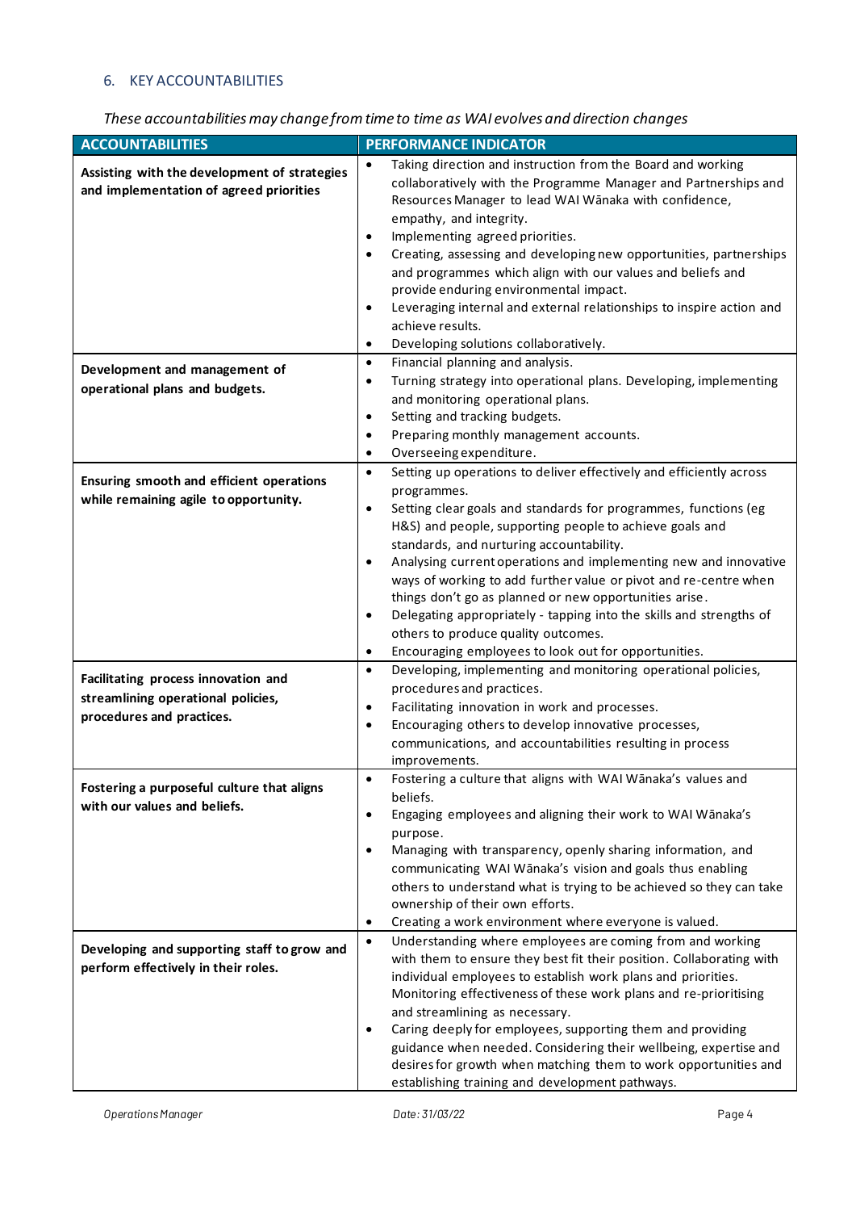## 6. KEY ACCOUNTABILITIES

*These accountabilities may change from time to time as WAI evolves and direction changes*

| ACCOUNTABILITIES | PERFORMANCE INDICATOR |
|---|---|
| **Assisting with the development of strategies and implementation of agreed priorities** | • Taking direction and instruction from the Board and working collaboratively with the Programme Manager and Partnerships and Resources Manager to lead WAI Wānaka with confidence, empathy, and integrity.<br>• Implementing agreed priorities.<br>• Creating, assessing and developing new opportunities, partnerships and programmes which align with our values and beliefs and provide enduring environmental impact.<br>• Leveraging internal and external relationships to inspire action and achieve results.<br>• Developing solutions collaboratively. |
| **Development and management of operational plans and budgets.** | • Financial planning and analysis.<br>• Turning strategy into operational plans. Developing, implementing and monitoring operational plans.<br>• Setting and tracking budgets.<br>• Preparing monthly management accounts.<br>• Overseeing expenditure. |
| **Ensuring smooth and efficient operations while remaining agile to opportunity.** | • Setting up operations to deliver effectively and efficiently across programmes.<br>• Setting clear goals and standards for programmes, functions (eg H&S) and people, supporting people to achieve goals and standards, and nurturing accountability.<br>• Analysing current operations and implementing new and innovative ways of working to add further value or pivot and re-centre when things don't go as planned or new opportunities arise.<br>• Delegating appropriately - tapping into the skills and strengths of others to produce quality outcomes.<br>• Encouraging employees to look out for opportunities. |
| **Facilitating process innovation and streamlining operational policies, procedures and practices.** | • Developing, implementing and monitoring operational policies, procedures and practices.<br>• Facilitating innovation in work and processes.<br>• Encouraging others to develop innovative processes, communications, and accountabilities resulting in process improvements. |
| **Fostering a purposeful culture that aligns with our values and beliefs.** | • Fostering a culture that aligns with WAI Wānaka's values and beliefs.<br>• Engaging employees and aligning their work to WAI Wānaka's purpose.<br>• Managing with transparency, openly sharing information, and communicating WAI Wānaka's vision and goals thus enabling others to understand what is trying to be achieved so they can take ownership of their own efforts.<br>• Creating a work environment where everyone is valued. |
| **Developing and supporting staff to grow and perform effectively in their roles.** | • Understanding where employees are coming from and working with them to ensure they best fit their position. Collaborating with individual employees to establish work plans and priorities. Monitoring effectiveness of these work plans and re-prioritising and streamlining as necessary.<br>• Caring deeply for employees, supporting them and providing guidance when needed. Considering their wellbeing, expertise and desires for growth when matching them to work opportunities and establishing training and development pathways. |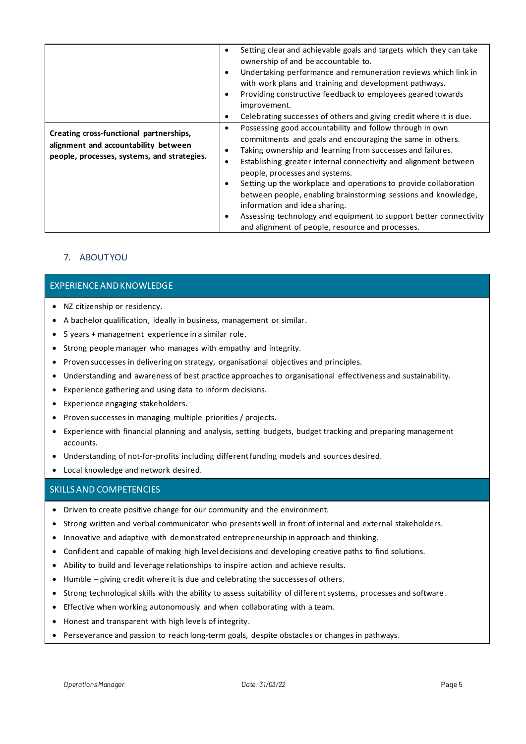| | |
|---|---|
| | • Setting clear and achievable goals and targets which they can take ownership of and be accountable to.<br>• Undertaking performance and remuneration reviews which link in with work plans and training and development pathways.<br>• Providing constructive feedback to employees geared towards improvement.<br>• Celebrating successes of others and giving credit where it is due. |
| **Creating cross-functional partnerships, alignment and accountability between people, processes, systems, and strategies.** | • Possessing good accountability and follow through in own commitments and goals and encouraging the same in others.<br>• Taking ownership and learning from successes and failures.<br>• Establishing greater internal connectivity and alignment between people, processes and systems.<br>• Setting up the workplace and operations to provide collaboration between people, enabling brainstorming sessions and knowledge, information and idea sharing.<br>• Assessing technology and equipment to support better connectivity and alignment of people, resource and processes. |

## 7. ABOUT YOU

### EXPERIENCE AND KNOWLEDGE

- NZ citizenship or residency.
- A bachelor qualification, ideally in business, management or similar.
- 5 years + management experience in a similar role.
- Strong people manager who manages with empathy and integrity.
- Proven successes in delivering on strategy, organisational objectives and principles.
- Understanding and awareness of best practice approaches to organisational effectiveness and sustainability.
- Experience gathering and using data to inform decisions.
- Experience engaging stakeholders.
- Proven successes in managing multiple priorities / projects.
- Experience with financial planning and analysis, setting budgets, budget tracking and preparing management accounts.
- Understanding of not-for-profits including different funding models and sources desired.
- Local knowledge and network desired.

### SKILLS AND COMPETENCIES

- Driven to create positive change for our community and the environment.
- Strong written and verbal communicator who presents well in front of internal and external stakeholders.
- Innovative and adaptive with demonstrated entrepreneurship in approach and thinking.
- Confident and capable of making high level decisions and developing creative paths to find solutions.
- Ability to build and leverage relationships to inspire action and achieve results.
- Humble – giving credit where it is due and celebrating the successes of others.
- Strong technological skills with the ability to assess suitability of different systems, processes and software.
- Effective when working autonomously and when collaborating with a team.
- Honest and transparent with high levels of integrity.
- Perseverance and passion to reach long-term goals, despite obstacles or changes in pathways.